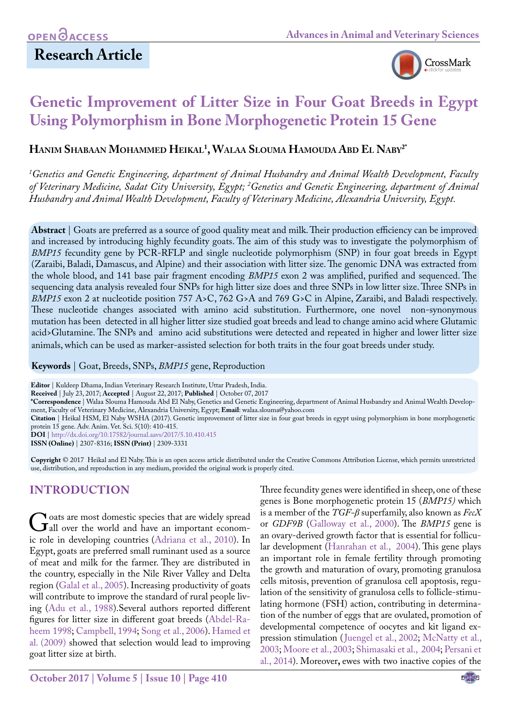**OPEN ACCESS**

## Research Article

# Genetic Improvement of Litter Size in Four Goat Breeds in Egypt Using Polymorphism in Bone Morphogenetic Protein 15 Gene

**Hanim Shabaan Mohammed Heikal[1], Walaa Slouma Hamouda Abd El Naby[2*]**

*[1]Genetics and Genetic Engineering, department of Animal Husbandry and Animal Wealth Development, Faculty of Veterinary Medicine, Sadat City University, Egypt; [2]Genetics and Genetic Engineering, department of Animal Husbandry and Animal Wealth Development, Faculty of Veterinary Medicine, Alexandria University, Egypt.*

**Abstract** | Goats are preferred as a source of good quality meat and milk. Their production efficiency can be improved and increased by introducing highly fecundity goats. The aim of this study was to investigate the polymorphism of *BMP15* fecundity gene by PCR-RFLP and single nucleotide polymorphism (SNP) in four goat breeds in Egypt (Zaraibi, Baladi, Damascus, and Alpine) and their association with litter size. The genomic DNA was extracted from the whole blood, and 141 base pair fragment encoding *BMP15* exon 2 was amplified, purified and sequenced. The sequencing data analysis revealed four SNPs for high litter size does and three SNPs in low litter size. Three SNPs in *BMP15* exon 2 at nucleotide position 757 A>C, 762 G>A and 769 G>C in Alpine, Zaraibi, and Baladi respectively. These nucleotide changes associated with amino acid substitution. Furthermore, one novel non-synonymous mutation has been detected in all higher litter size studied goat breeds and lead to change amino acid where Glutamic acid>Glutamine. The SNPs and amino acid substitutions were detected and repeated in higher and lower litter size animals, which can be used as marker-assisted selection for both traits in the four goat breeds under study.

**Keywords** | Goat, Breeds, SNPs, *BMP15* gene, Reproduction

**Editor** | Kuldeep Dhama, Indian Veterinary Research Institute, Uttar Pradesh, India.
**Received** | July 23, 2017; **Accepted** | August 22, 2017; **Published** | October 07, 2017
**\*Correspondence** | Walaa Slouma Hamouda Abd El Naby, Genetics and Genetic Engineering, department of Animal Husbandry and Animal Wealth Development, Faculty of Veterinary Medicine, Alexandria University, Egypt; **Email**: walaa.slouma@yahoo.com
**Citation** | Heikal HSM, El Naby WSHA (2017). Genetic improvement of litter size in four goat breeds in egypt using polymorphism in bone morphogenetic protein 15 gene. Adv. Anim. Vet. Sci. 5(10): 410-415.
**DOI** | http://dx.doi.org/10.17582/journal.aavs/2017/5.10.410.415
**ISSN (Online)** | 2307-8316; **ISSN (Print)** | 2309-3331

**Copyright** © 2017 Heikal and El Naby. This is an open access article distributed under the Creative Commons Attribution License, which permits unrestricted use, distribution, and reproduction in any medium, provided the original work is properly cited.

## INTRODUCTION

Goats are most domestic species that are widely spread all over the world and have an important economic role in developing countries (Adriana et al., 2010). In Egypt, goats are preferred small ruminant used as a source of meat and milk for the farmer. They are distributed in the country, especially in the Nile River Valley and Delta region (Galal et al., 2005). Increasing productivity of goats will contribute to improve the standard of rural people living (Adu et al., 1988).Several authors reported different figures for litter size in different goat breeds (Abdel-Raheem 1998; Campbell, 1994; Song et al., 2006). Hamed et al. (2009) showed that selection would lead to improving goat litter size at birth.

Three fecundity genes were identified in sheep, one of these genes is Bone morphogenetic protein 15 (*BMP15)* which is a member of the *TGF-β* superfamily, also known as *FecX* or *GDF9B* (Galloway et al., 2000). The *BMP15* gene is an ovary-derived growth factor that is essential for follicular development (Hanrahan et al., 2004). This gene plays an important role in female fertility through promoting the growth and maturation of ovary, promoting granulosa cells mitosis, prevention of granulosa cell apoptosis, regulation of the sensitivity of granulosa cells to follicle-stimulating hormone (FSH) action, contributing in determination of the number of eggs that are ovulated, promotion of developmental competence of oocytes and kit ligand expression stimulation (Juengel et al., 2002; McNatty et al., 2003; Moore et al., 2003; Shimasaki et al., 2004; Persani et al., 2014). Moreover**,** ewes with two inactive copies of the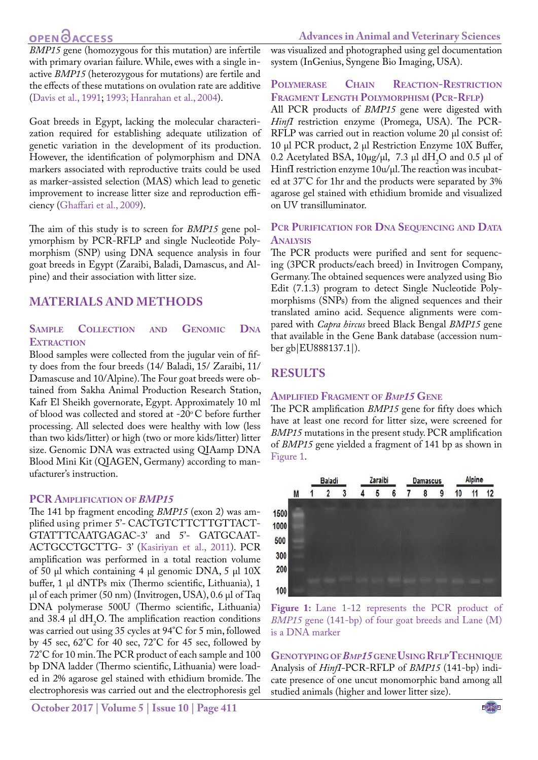*BMP15* gene (homozygous for this mutation) are infertile with primary ovarian failure. While, ewes with a single inactive *BMP15* (heterozygous for mutations) are fertile and the effects of these mutations on ovulation rate are additive (Davis et al., 1991; 1993; Hanrahan et al., 2004).

Goat breeds in Egypt, lacking the molecular characterization required for establishing adequate utilization of genetic variation in the development of its production. However, the identification of polymorphism and DNA markers associated with reproductive traits could be used as marker-assisted selection (MAS) which lead to genetic improvement to increase litter size and reproduction efficiency (Ghaffari et al., 2009).

The aim of this study is to screen for *BMP15* gene polymorphism by PCR-RFLP and single Nucleotide Polymorphism (SNP) using DNA sequence analysis in four goat breeds in Egypt (Zaraibi, Baladi, Damascus, and Alpine) and their association with litter size.

## MATERIALS AND METHODS

### Sample Collection and Genomic DNA Extraction

Blood samples were collected from the jugular vein of fifty does from the four breeds (14/ Baladi, 15/ Zaraibi, 11/ Damascuse and 10/Alpine). The Four goat breeds were obtained from Sakha Animal Production Research Station, Kafr El Sheikh governorate, Egypt. Approximately 10 ml of blood was collected and stored at -20° C before further processing. All selected does were healthy with low (less than two kids/litter) or high (two or more kids/litter) litter size. Genomic DNA was extracted using QIAamp DNA Blood Mini Kit (QIAGEN, Germany) according to manufacturer's instruction.

### PCR Amplification of *BMP15*

The 141 bp fragment encoding *BMP15* (exon 2) was amplified using primer 5'- CACTGTCTTCTTGTTACTGTATTTCAATGAGAC-3' and 5'- GATGCAATACTGCCTGCTTG- 3' (Kasiriyan et al., 2011). PCR amplification was performed in a total reaction volume of 50 µl which containing 4 µl genomic DNA, 5 µl 10X buffer, 1 µl dNTPs mix (Thermo scientific, Lithuania), 1 µl of each primer (50 nm) (Invitrogen, USA), 0.6 µl of Taq DNA polymerase 500U (Thermo scientific, Lithuania) and 38.4 µl $dH_2O$. The amplification reaction conditions was carried out using 35 cycles at 94°C for 5 min, followed by 45 sec, 62°C for 40 sec, 72°C for 45 sec, followed by 72°C for 10 min. The PCR product of each sample and 100 bp DNA ladder (Thermo scientific, Lithuania) were loaded in 2% agarose gel stained with ethidium bromide. The electrophoresis was carried out and the electrophoresis gel was visualized and photographed using gel documentation system (InGenius, Syngene Bio Imaging, USA).

### Polymerase Chain Reaction-Restriction Fragment Length Polymorphism (PCR-RFLP)

All PCR products of *BMP15* gene were digested with *HinfI* restriction enzyme (Promega, USA). The PCR-RFLP was carried out in reaction volume 20 µl consist of: 10 µl PCR product, 2 µl Restriction Enzyme 10X Buffer, 0.2 Acetylated BSA, 10µg/µl, 7.3 µl $dH_2O$ and 0.5 µl of HinfI restriction enzyme 10u/µl. The reaction was incubated at 37°C for 1hr and the products were separated by 3% agarose gel stained with ethidium bromide and visualized on UV transilluminator.

### PCR Purification for DNA Sequencing and Data Analysis

The PCR products were purified and sent for sequencing (3PCR products/each breed) in Invitrogen Company, Germany. The obtained sequences were analyzed using Bio Edit (7.1.3) program to detect Single Nucleotide Polymorphisms (SNPs) from the aligned sequences and their translated amino acid. Sequence alignments were compared with *Capra hircus* breed Black Bengal *BMP15* gene that available in the Gene Bank database (accession number gb|EU888137.1|).

## RESULTS

### Amplified Fragment of *BMP15* Gene

The PCR amplification *BMP15* gene for fifty does which have at least one record for litter size, were screened for *BMP15* mutations in the present study. PCR amplification of *BMP15* gene yielded a fragment of 141 bp as shown in Figure 1.

**Figure 1:** Lane 1-12 represents the PCR product of *BMP15* gene (141-bp) of four goat breeds and Lane (M) is a DNA marker

### Genotyping of *BMP15* Gene Using RFLP Technique

Analysis of *HinfI*-PCR-RFLP of *BMP15* (141-bp) indicate presence of one uncut monomorphic band among all studied animals (higher and lower litter size).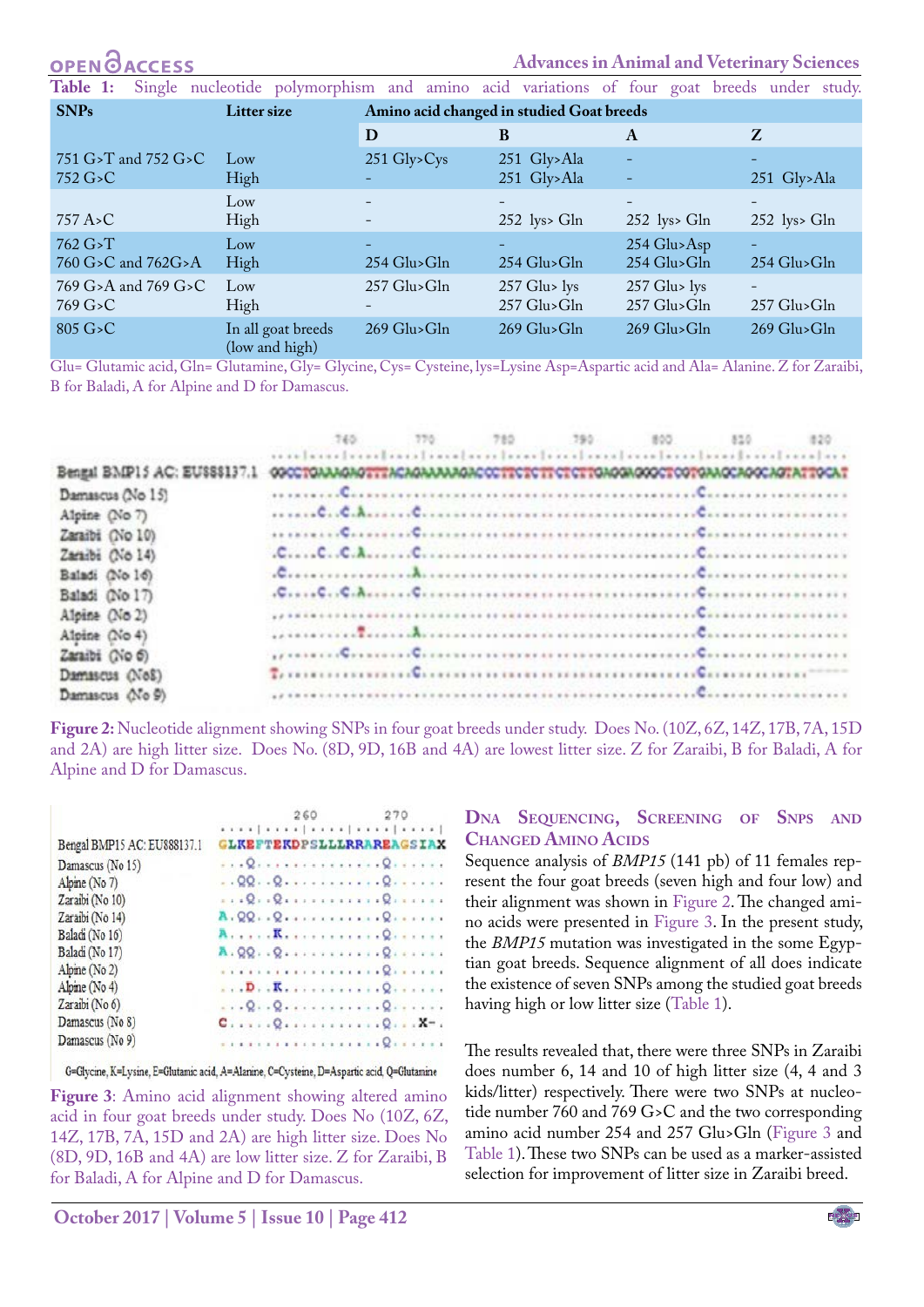**Table 1:** Single nucleotide polymorphism and amino acid variations of four goat breeds under study.

| SNPs | Litter size | Amino acid changed in studied Goat breeds | | | |
|---|---|---|---|---|---|
| | | D | B | A | Z |
| 751 G>T and 752 G>C | Low | 251 Gly>Cys | 251 Gly>Ala | - | - |
| 752 G>C | High | - | 251 Gly>Ala | - | 251 Gly>Ala |
| | Low | - | - | - | - |
| 757 A>C | High | - | 252 lys> Gln | 252 lys> Gln | 252 lys> Gln |
| 762 G>T | Low | - | - | 254 Glu>Asp | - |
| 760 G>C and 762G>A | High | 254 Glu>Gln | 254 Glu>Gln | 254 Glu>Gln | 254 Glu>Gln |
| 769 G>A and 769 G>C | Low | 257 Glu>Gln | 257 Glu> lys | 257 Glu> lys | - |
| 769 G>C | High | - | 257 Glu>Gln | 257 Glu>Gln | 257 Glu>Gln |
| 805 G>C | In all goat breeds (low and high) | 269 Glu>Gln | 269 Glu>Gln | 269 Glu>Gln | 269 Glu>Gln |

Glu= Glutamic acid, Gln= Glutamine, Gly= Glycine, Cys= Cysteine, lys=Lysine Asp=Aspartic acid and Ala= Alanine. Z for Zaraibi, B for Baladi, A for Alpine and D for Damascus.

**Figure 2:** Nucleotide alignment showing SNPs in four goat breeds under study. Does No. (10Z, 6Z, 14Z, 17B, 7A, 15D and 2A) are high litter size. Does No. (8D, 9D, 16B and 4A) are lowest litter size. Z for Zaraibi, B for Baladi, A for Alpine and D for Damascus.

**Figure 3**: Amino acid alignment showing altered amino acid in four goat breeds under study. Does No (10Z, 6Z, 14Z, 17B, 7A, 15D and 2A) are high litter size. Does No (8D, 9D, 16B and 4A) are low litter size. Z for Zaraibi, B for Baladi, A for Alpine and D for Damascus.

## DNA Sequencing, Screening of SNPs and Changed Amino Acids

Sequence analysis of *BMP15* (141 pb) of 11 females represent the four goat breeds (seven high and four low) and their alignment was shown in Figure 2. The changed amino acids were presented in Figure 3. In the present study, the *BMP15* mutation was investigated in the some Egyptian goat breeds. Sequence alignment of all does indicate the existence of seven SNPs among the studied goat breeds having high or low litter size (Table 1).

The results revealed that, there were three SNPs in Zaraibi does number 6, 14 and 10 of high litter size (4, 4 and 3 kids/litter) respectively. There were two SNPs at nucleotide number 760 and 769 G>C and the two corresponding amino acid number 254 and 257 Glu>Gln (Figure 3 and Table 1). These two SNPs can be used as a marker-assisted selection for improvement of litter size in Zaraibi breed.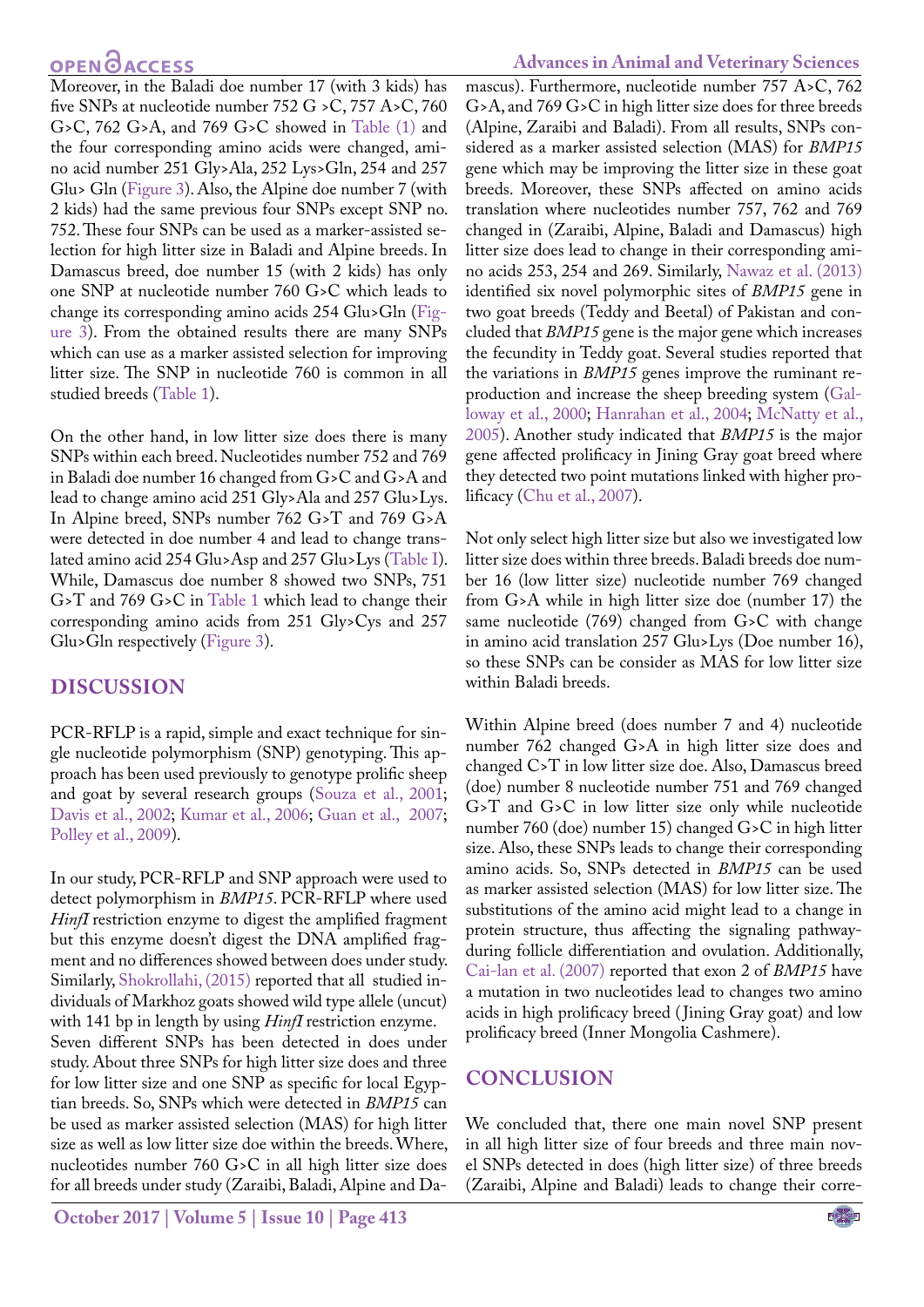Moreover, in the Baladi doe number 17 (with 3 kids) has five SNPs at nucleotide number 752 G >C, 757 A>C, 760 G>C, 762 G>A, and 769 G>C showed in Table (1) and the four corresponding amino acids were changed, amino acid number 251 Gly>Ala, 252 Lys>Gln, 254 and 257 Glu> Gln (Figure 3). Also, the Alpine doe number 7 (with 2 kids) had the same previous four SNPs except SNP no. 752. These four SNPs can be used as a marker-assisted selection for high litter size in Baladi and Alpine breeds. In Damascus breed, doe number 15 (with 2 kids) has only one SNP at nucleotide number 760 G>C which leads to change its corresponding amino acids 254 Glu>Gln (Figure 3). From the obtained results there are many SNPs which can use as a marker assisted selection for improving litter size. The SNP in nucleotide 760 is common in all studied breeds (Table 1).

On the other hand, in low litter size does there is many SNPs within each breed. Nucleotides number 752 and 769 in Baladi doe number 16 changed from G>C and G>A and lead to change amino acid 251 Gly>Ala and 257 Glu>Lys. In Alpine breed, SNPs number 762 G>T and 769 G>A were detected in doe number 4 and lead to change translated amino acid 254 Glu>Asp and 257 Glu>Lys (Table I). While, Damascus doe number 8 showed two SNPs, 751 G>T and 769 G>C in Table 1 which lead to change their corresponding amino acids from 251 Gly>Cys and 257 Glu>Gln respectively (Figure 3).

## DISCUSSION

PCR-RFLP is a rapid, simple and exact technique for single nucleotide polymorphism (SNP) genotyping. This approach has been used previously to genotype prolific sheep and goat by several research groups (Souza et al., 2001; Davis et al., 2002; Kumar et al., 2006; Guan et al., 2007; Polley et al., 2009).

In our study, PCR-RFLP and SNP approach were used to detect polymorphism in *BMP15*. PCR-RFLP where used *HinfI* restriction enzyme to digest the amplified fragment but this enzyme doesn't digest the DNA amplified fragment and no differences showed between does under study. Similarly, Shokrollahi, (2015) reported that all studied individuals of Markhoz goats showed wild type allele (uncut) with 141 bp in length by using *HinfI* restriction enzyme.

Seven different SNPs has been detected in does under study. About three SNPs for high litter size does and three for low litter size and one SNP as specific for local Egyptian breeds. So, SNPs which were detected in *BMP15* can be used as marker assisted selection (MAS) for high litter size as well as low litter size doe within the breeds. Where, nucleotides number 760 G>C in all high litter size does for all breeds under study (Zaraibi, Baladi, Alpine and Damascus). Furthermore, nucleotide number 757 A>C, 762 G>A, and 769 G>C in high litter size does for three breeds (Alpine, Zaraibi and Baladi). From all results, SNPs considered as a marker assisted selection (MAS) for *BMP15* gene which may be improving the litter size in these goat breeds. Moreover, these SNPs affected on amino acids translation where nucleotides number 757, 762 and 769 changed in (Zaraibi, Alpine, Baladi and Damascus) high litter size does lead to change in their corresponding amino acids 253, 254 and 269. Similarly, Nawaz et al. (2013) identified six novel polymorphic sites of *BMP15* gene in two goat breeds (Teddy and Beetal) of Pakistan and concluded that *BMP15* gene is the major gene which increases the fecundity in Teddy goat. Several studies reported that the variations in *BMP15* genes improve the ruminant reproduction and increase the sheep breeding system (Galloway et al., 2000; Hanrahan et al., 2004; McNatty et al., 2005). Another study indicated that *BMP15* is the major gene affected prolificacy in Jining Gray goat breed where they detected two point mutations linked with higher prolificacy (Chu et al., 2007).

Not only select high litter size but also we investigated low litter size does within three breeds. Baladi breeds doe number 16 (low litter size) nucleotide number 769 changed from G>A while in high litter size doe (number 17) the same nucleotide (769) changed from G>C with change in amino acid translation 257 Glu>Lys (Doe number 16), so these SNPs can be consider as MAS for low litter size within Baladi breeds.

Within Alpine breed (does number 7 and 4) nucleotide number 762 changed G>A in high litter size does and changed C>T in low litter size doe. Also, Damascus breed (doe) number 8 nucleotide number 751 and 769 changed G>T and G>C in low litter size only while nucleotide number 760 (doe) number 15) changed G>C in high litter size. Also, these SNPs leads to change their corresponding amino acids. So, SNPs detected in *BMP15* can be used as marker assisted selection (MAS) for low litter size. The substitutions of the amino acid might lead to a change in protein structure, thus affecting the signaling pathwayduring follicle differentiation and ovulation. Additionally, Cai-lan et al. (2007) reported that exon 2 of *BMP15* have a mutation in two nucleotides lead to changes two amino acids in high prolificacy breed (Jining Gray goat) and low prolificacy breed (Inner Mongolia Cashmere).

## CONCLUSION

We concluded that, there one main novel SNP present in all high litter size of four breeds and three main novel SNPs detected in does (high litter size) of three breeds (Zaraibi, Alpine and Baladi) leads to change their corre-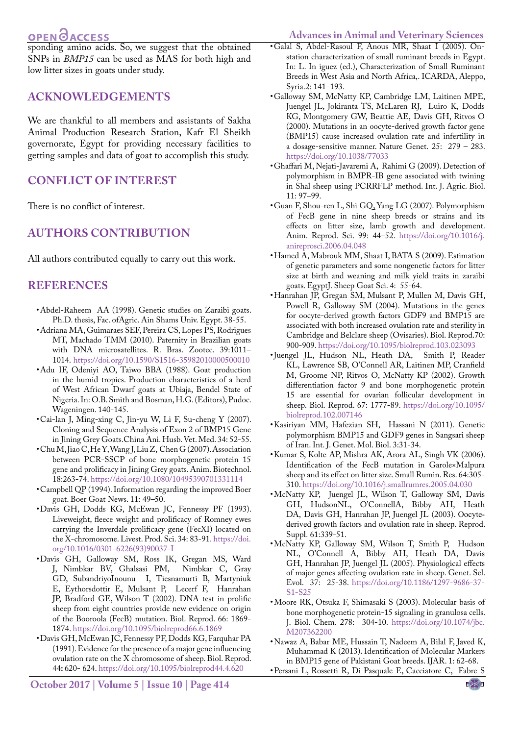sponding amino acids. So, we suggest that the obtained SNPs in *BMP15* can be used as MAS for both high and low litter sizes in goats under study.

## ACKNOWLEDGEMENTS

We are thankful to all members and assistants of Sakha Animal Production Research Station, Kafr El Sheikh governorate, Egypt for providing necessary facilities to getting samples and data of goat to accomplish this study.

## CONFLICT OF INTEREST

There is no conflict of interest.

## AUTHORS CONTRIBUTION

All authors contributed equally to carry out this work.

## REFERENCES

- Abdel-Raheem AA (1998). Genetic studies on Zaraibi goats. Ph.D. thesis, Fac. ofAgric. Ain Shams Univ. Egypt. 38-55.
- Adriana MA, Guimaraes SEF, Pereira CS, Lopes PS, Rodrigues MT, Machado TMM (2010). Paternity in Brazilian goats with DNA microsatellites. R. Bras. Zootec. 39:1011–1014. https://doi.org/10.1590/S1516-35982010000500010
- Adu IF, Odeniyi AO, Taiwo BBA (1988). Goat production in the humid tropics. Production characteristics of a herd of West African Dwarf goats at Ubiaja, Bendel State of Nigeria. In: O.B. Smith and Bosman, H.G. (Editors), Pudoc. Wageningen. 140-145.
- Cai-lan J, Ming-xing C, Jin-yu W, Li F, Su-cheng Y (2007). Cloning and Sequence Analysis of Exon 2 of BMP15 Gene in Jining Grey Goats.China Ani. Husb. Vet. Med. 34: 52-55.
- Chu M, Jiao C, He Y, Wang J, Liu Z, Chen G (2007). Association between PCR-SSCP of bone morphogenetic protein 15 gene and prolificacy in Jining Grey goats. Anim. Biotechnol. 18:263-74. https://doi.org/10.1080/10495390701331114
- Campbell QP (1994). Information regarding the improved Boer goat. Boer Goat News. 11: 49–50.
- Davis GH, Dodds KG, McEwan JC, Fennessy PF (1993). Liveweight, fleece weight and prolificacy of Romney ewes carrying the Inverdale prolificacy gene (FecXI) located on the X-chromosome. Livest. Prod. Sci. 34: 83-91. https://doi.org/10.1016/0301-6226(93)90037-I
- Davis GH, Galloway SM, Ross IK, Gregan MS, Ward J, Nimbkar BV, Ghalsasi PM, Nimbkar C, Gray GD, SubandriyoInounu I, Tiesnamurti B, Martyniuk E, Eythorsdottir E, Mulsant P, Lecerf F, Hanrahan JP, Bradford GE, Wilson T (2002). DNA test in prolific sheep from eight countries provide new evidence on origin of the Booroola (FecB) mutation. Biol. Reprod. 66: 1869-1874. https://doi.org/10.1095/biolreprod66.6.1869
- Davis GH, McEwan JC, Fennessy PF, Dodds KG, Farquhar PA (1991). Evidence for the presence of a major gene influencing ovulation rate on the X chromosome of sheep. Biol. Reprod. 44: 620- 624. https://doi.org/10.1095/biolreprod44.4.620
- Galal S, Abdel-Rasoul F, Anous MR, Shaat I (2005). On-station characterization of small ruminant breeds in Egypt. In: L. In iguez (ed.), Characterization of Small Ruminant Breeds in West Asia and North Africa,. ICARDA, Aleppo, Syria.2: 141–193.
- Galloway SM, McNatty KP, Cambridge LM, Laitinen MPE, Juengel JL, Jokiranta TS, McLaren RJ, Luiro K, Dodds KG, Montgomery GW, Beattie AE, Davis GH, Ritvos O (2000). Mutations in an oocyte-derived growth factor gene (BMP15) cause increased ovulation rate and infertility in a dosage-sensitive manner. Nature Genet. 25: 279 – 283. https://doi.org/10.1038/77033
- Ghaffari M, Nejati-Javaremi A, Rahimi G (2009). Detection of polymorphism in BMPR-IB gene associated with twining in Shal sheep using PCRRFLP method. Int. J. Agric. Biol. 11: 97–99.
- Guan F, Shou-ren L, Shi GQ, Yang LG (2007). Polymorphism of FecB gene in nine sheep breeds or strains and its effects on litter size, lamb growth and development. Anim. Reprod. Sci. 99: 44–52. https://doi.org/10.1016/j.anireprosci.2006.04.048
- Hamed A, Mabrouk MM, Shaat I, BATA S (2009). Estimation of genetic parameters and some nongenetic factors for litter size at birth and weaning and milk yield traits in zaraibi goats. EgyptJ. Sheep Goat Sci. 4: 55-64.
- Hanrahan JP, Gregan SM, Mulsant P, Mullen M, Davis GH, Powell R, Galloway SM (2004). Mutations in the genes for oocyte-derived growth factors GDF9 and BMP15 are associated with both increased ovulation rate and sterility in Cambridge and Belclare sheep (Ovisaries). Biol. Reprod.70: 900-909. https://doi.org/10.1095/biolreprod.103.023093
- Juengel JL, Hudson NL, Heath DA, Smith P, Reader KL, Lawrence SB, O'Connell AR, Laitinen MP, Cranfield M, Groome NP, Ritvos O, McNatty KP (2002). Growth differentiation factor 9 and bone morphogenetic protein 15 are essential for ovarian follicular development in sheep. Biol. Reprod. 67: 1777-89. https://doi.org/10.1095/biolreprod.102.007146
- Kasiriyan MM, Hafezian SH, Hassani N (2011). Genetic polymorphism BMP15 and GDF9 genes in Sangsari sheep of Iran. Int. J. Genet. Mol. Biol. 3:31-34.
- Kumar S, Kolte AP, Mishra AK, Arora AL, Singh VK (2006). Identification of the FecB mutation in Garole×Malpura sheep and its effect on litter size. Small Rumin. Res. 64:305-310. https://doi.org/10.1016/j.smallrumres.2005.04.030
- McNatty KP, Juengel JL, Wilson T, Galloway SM, Davis GH, HudsonNL, O'ConnellA, Bibby AH, Heath DA, Davis GH, Hanrahan JP, Juengel JL (2003). Oocyte-derived growth factors and ovulation rate in sheep. Reprod. Suppl. 61:339-51.
- McNatty KP, Galloway SM, Wilson T, Smith P, Hudson NL, O'Connell A, Bibby AH, Heath DA, Davis GH, Hanrahan JP, Juengel JL (2005). Physiological effects of major genes affecting ovulation rate in sheep. Genet. Sel. Evol. 37: 25-38. https://doi.org/10.1186/1297-9686-37-S1-S25
- Moore RK, Otsuka F, Shimasaki S (2003). Molecular basis of bone morphogenetic protein-15 signaling in granulosa cells. J. Biol. Chem. 278: 304-10. https://doi.org/10.1074/jbc.M207362200
- Nawaz A, Babar ME, Hussain T, Nadeem A, Bilal F, Javed K, Muhammad K (2013). Identification of Molecular Markers in BMP15 gene of Pakistani Goat breeds. IJAR. 1: 62-68.
- Persani L, Rossetti R, Di Pasquale E, Cacciatore C, Fabre S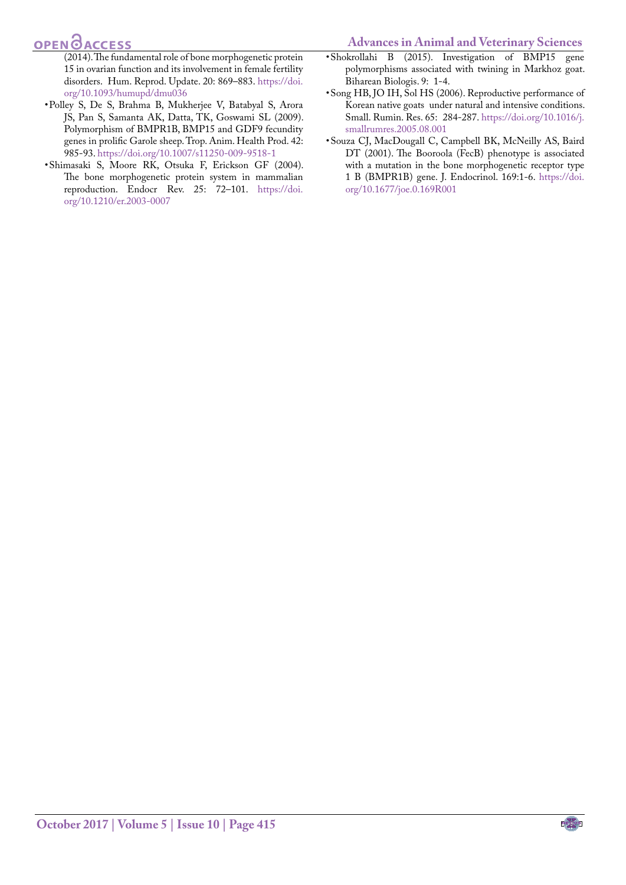(2014). The fundamental role of bone morphogenetic protein 15 in ovarian function and its involvement in female fertility disorders. Hum. Reprod. Update. 20: 869–883. https://doi.org/10.1093/humupd/dmu036

- Polley S, De S, Brahma B, Mukherjee V, Batabyal S, Arora JS, Pan S, Samanta AK, Datta, TK, Goswami SL (2009). Polymorphism of BMPR1B, BMP15 and GDF9 fecundity genes in prolific Garole sheep. Trop. Anim. Health Prod. 42: 985-93. https://doi.org/10.1007/s11250-009-9518-1
- Shimasaki S, Moore RK, Otsuka F, Erickson GF (2004). The bone morphogenetic protein system in mammalian reproduction. Endocr Rev. 25: 72–101. https://doi.org/10.1210/er.2003-0007
- Shokrollahi B (2015). Investigation of BMP15 gene polymorphisms associated with twining in Markhoz goat. Biharean Biologis. 9: 1-4.
- Song HB, JO IH, Sol HS (2006). Reproductive performance of Korean native goats under natural and intensive conditions. Small. Rumin. Res. 65: 284-287. https://doi.org/10.1016/j.smallrumres.2005.08.001
- Souza CJ, MacDougall C, Campbell BK, McNeilly AS, Baird DT (2001). The Booroola (FecB) phenotype is associated with a mutation in the bone morphogenetic receptor type 1 B (BMPR1B) gene. J. Endocrinol. 169:1-6. https://doi.org/10.1677/joe.0.169R001